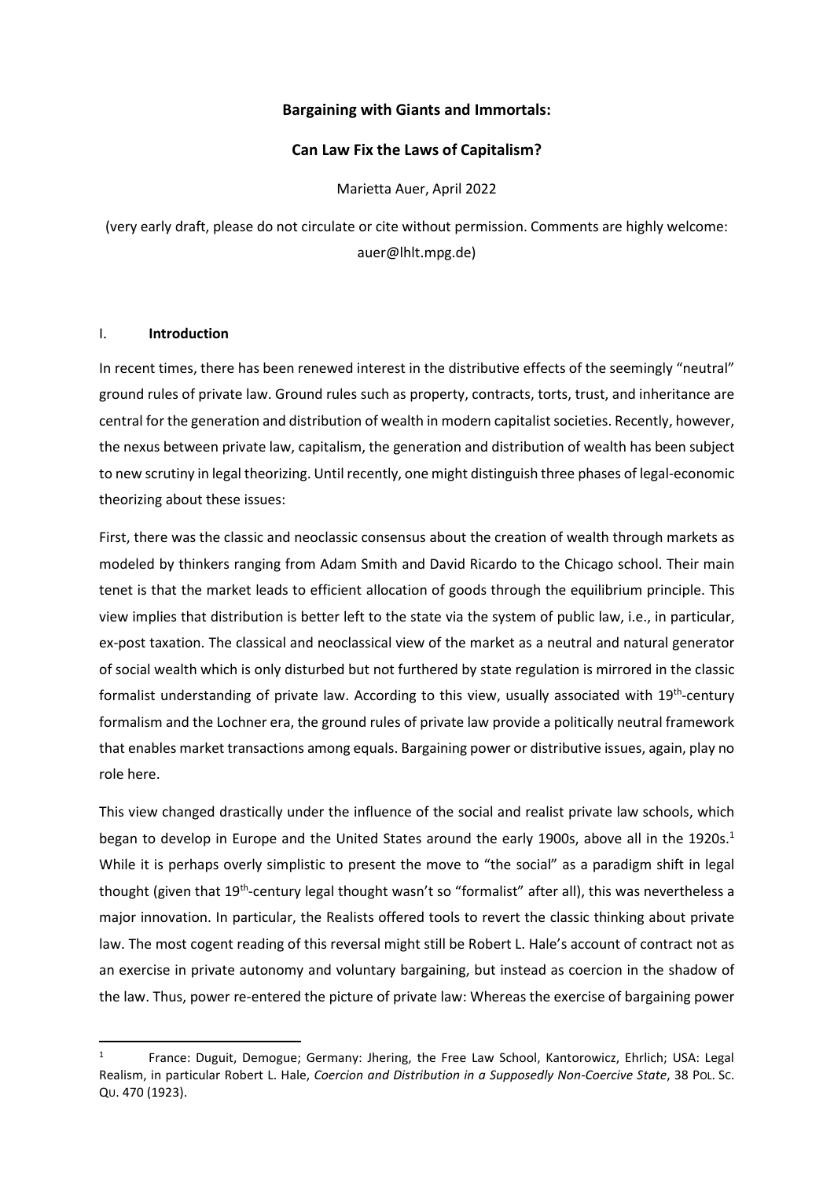**Bargaining with Giants and Immortals:**

**Can Law Fix the Laws of Capitalism?**

Marietta Auer, April 2022

(very early draft, please do not circulate or cite without permission. Comments are highly welcome: auer@lhlt.mpg.de)

## I. **Introduction**

In recent times, there has been renewed interest in the distributive effects of the seemingly "neutral" ground rules of private law. Ground rules such as property, contracts, torts, trust, and inheritance are central for the generation and distribution of wealth in modern capitalist societies. Recently, however, the nexus between private law, capitalism, the generation and distribution of wealth has been subject to new scrutiny in legal theorizing. Until recently, one might distinguish three phases of legal-economic theorizing about these issues:

First, there was the classic and neoclassic consensus about the creation of wealth through markets as modeled by thinkers ranging from Adam Smith and David Ricardo to the Chicago school. Their main tenet is that the market leads to efficient allocation of goods through the equilibrium principle. This view implies that distribution is better left to the state via the system of public law, i.e., in particular, ex-post taxation. The classical and neoclassical view of the market as a neutral and natural generator of social wealth which is only disturbed but not furthered by state regulation is mirrored in the classic formalist understanding of private law. According to this view, usually associated with 19th-century formalism and the Lochner era, the ground rules of private law provide a politically neutral framework that enables market transactions among equals. Bargaining power or distributive issues, again, play no role here.

This view changed drastically under the influence of the social and realist private law schools, which began to develop in Europe and the United States around the early 1900s, above all in the 1920s.[1] While it is perhaps overly simplistic to present the move to "the social" as a paradigm shift in legal thought (given that 19th-century legal thought wasn't so "formalist" after all), this was nevertheless a major innovation. In particular, the Realists offered tools to revert the classic thinking about private law. The most cogent reading of this reversal might still be Robert L. Hale's account of contract not as an exercise in private autonomy and voluntary bargaining, but instead as coercion in the shadow of the law. Thus, power re-entered the picture of private law: Whereas the exercise of bargaining power

---

[1] France: Duguit, Demogue; Germany: Jhering, the Free Law School, Kantorowicz, Ehrlich; USA: Legal Realism, in particular Robert L. Hale, *Coercion and Distribution in a Supposedly Non-Coercive State*, 38 POL. SC. QU. 470 (1923).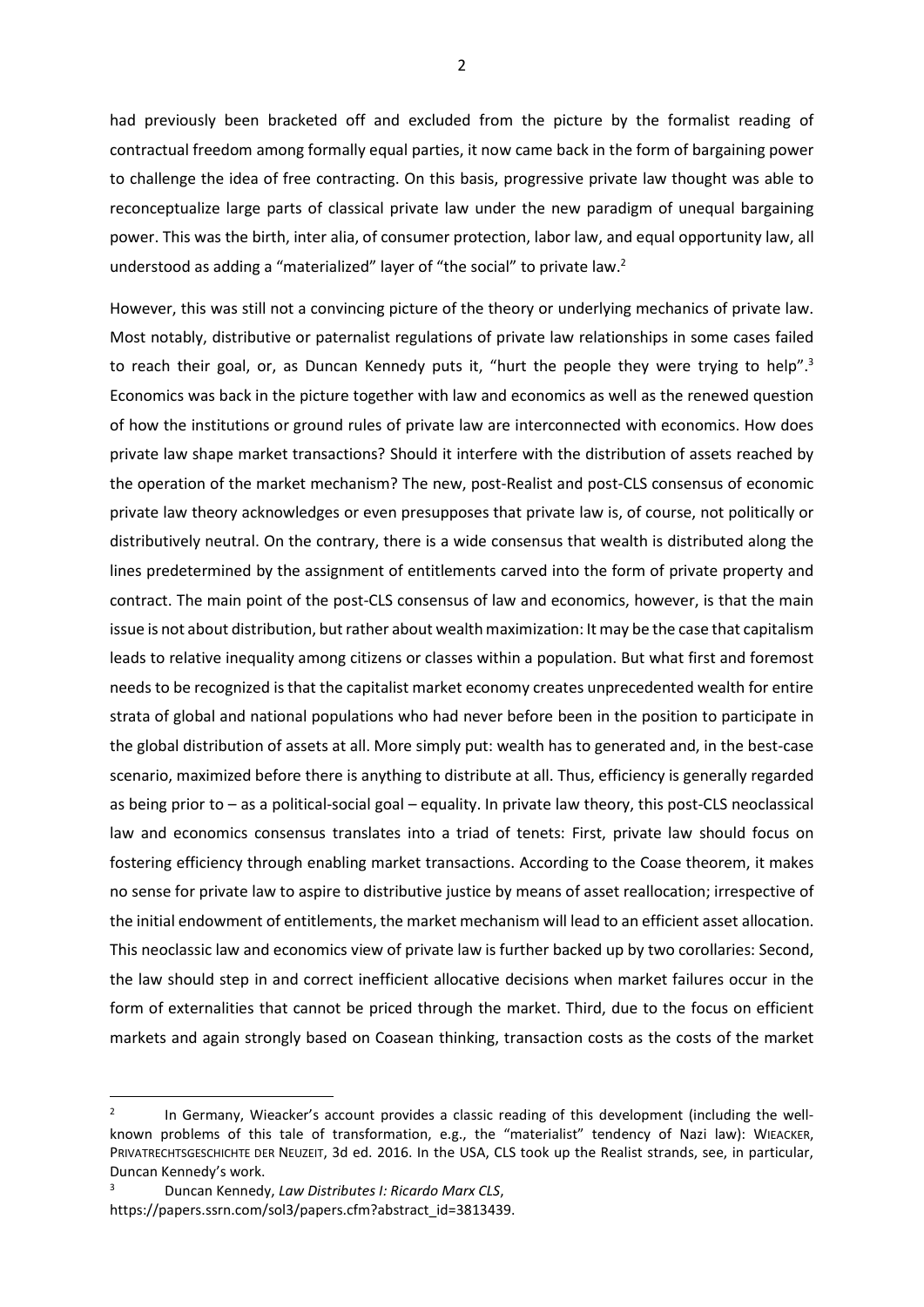had previously been bracketed off and excluded from the picture by the formalist reading of contractual freedom among formally equal parties, it now came back in the form of bargaining power to challenge the idea of free contracting. On this basis, progressive private law thought was able to reconceptualize large parts of classical private law under the new paradigm of unequal bargaining power. This was the birth, inter alia, of consumer protection, labor law, and equal opportunity law, all understood as adding a "materialized" layer of "the social" to private law.[2]

However, this was still not a convincing picture of the theory or underlying mechanics of private law. Most notably, distributive or paternalist regulations of private law relationships in some cases failed to reach their goal, or, as Duncan Kennedy puts it, "hurt the people they were trying to help".[3] Economics was back in the picture together with law and economics as well as the renewed question of how the institutions or ground rules of private law are interconnected with economics. How does private law shape market transactions? Should it interfere with the distribution of assets reached by the operation of the market mechanism? The new, post-Realist and post-CLS consensus of economic private law theory acknowledges or even presupposes that private law is, of course, not politically or distributively neutral. On the contrary, there is a wide consensus that wealth is distributed along the lines predetermined by the assignment of entitlements carved into the form of private property and contract. The main point of the post-CLS consensus of law and economics, however, is that the main issue is not about distribution, but rather about wealth maximization: It may be the case that capitalism leads to relative inequality among citizens or classes within a population. But what first and foremost needs to be recognized is that the capitalist market economy creates unprecedented wealth for entire strata of global and national populations who had never before been in the position to participate in the global distribution of assets at all. More simply put: wealth has to generated and, in the best-case scenario, maximized before there is anything to distribute at all. Thus, efficiency is generally regarded as being prior to – as a political-social goal – equality. In private law theory, this post-CLS neoclassical law and economics consensus translates into a triad of tenets: First, private law should focus on fostering efficiency through enabling market transactions. According to the Coase theorem, it makes no sense for private law to aspire to distributive justice by means of asset reallocation; irrespective of the initial endowment of entitlements, the market mechanism will lead to an efficient asset allocation. This neoclassic law and economics view of private law is further backed up by two corollaries: Second, the law should step in and correct inefficient allocative decisions when market failures occur in the form of externalities that cannot be priced through the market. Third, due to the focus on efficient markets and again strongly based on Coasean thinking, transaction costs as the costs of the market

---

[2] In Germany, Wieacker's account provides a classic reading of this development (including the well-known problems of this tale of transformation, e.g., the "materialist" tendency of Nazi law): WIEACKER, PRIVATRECHTSGESCHICHTE DER NEUZEIT, 3d ed. 2016. In the USA, CLS took up the Realist strands, see, in particular, Duncan Kennedy's work.

[3] Duncan Kennedy, *Law Distributes I: Ricardo Marx CLS*, https://papers.ssrn.com/sol3/papers.cfm?abstract_id=3813439.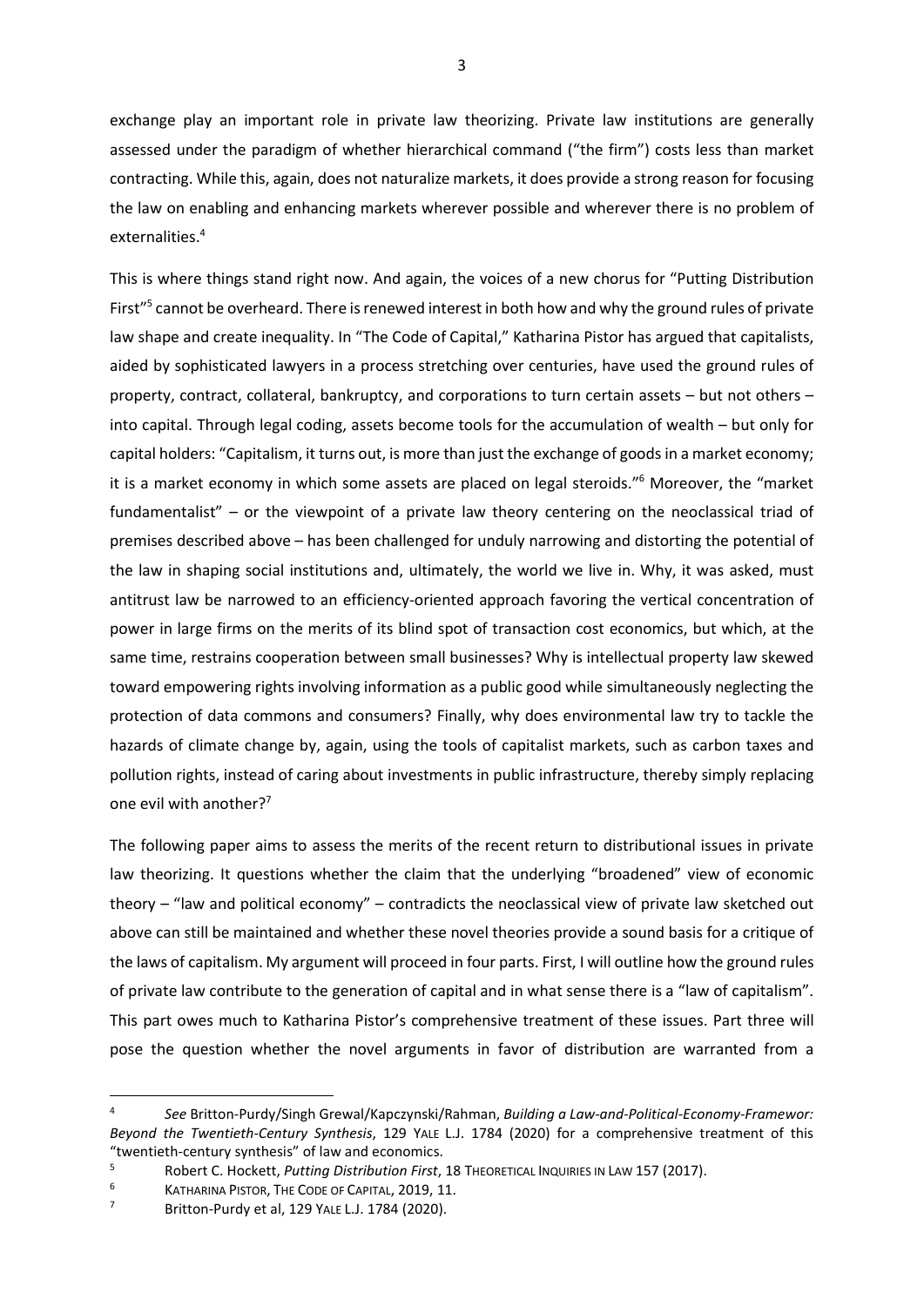exchange play an important role in private law theorizing. Private law institutions are generally assessed under the paradigm of whether hierarchical command ("the firm") costs less than market contracting. While this, again, does not naturalize markets, it does provide a strong reason for focusing the law on enabling and enhancing markets wherever possible and wherever there is no problem of externalities.[4]

This is where things stand right now. And again, the voices of a new chorus for "Putting Distribution First"[5] cannot be overheard. There is renewed interest in both how and why the ground rules of private law shape and create inequality. In "The Code of Capital," Katharina Pistor has argued that capitalists, aided by sophisticated lawyers in a process stretching over centuries, have used the ground rules of property, contract, collateral, bankruptcy, and corporations to turn certain assets – but not others – into capital. Through legal coding, assets become tools for the accumulation of wealth – but only for capital holders: "Capitalism, it turns out, is more than just the exchange of goods in a market economy; it is a market economy in which some assets are placed on legal steroids."[6] Moreover, the "market fundamentalist" – or the viewpoint of a private law theory centering on the neoclassical triad of premises described above – has been challenged for unduly narrowing and distorting the potential of the law in shaping social institutions and, ultimately, the world we live in. Why, it was asked, must antitrust law be narrowed to an efficiency-oriented approach favoring the vertical concentration of power in large firms on the merits of its blind spot of transaction cost economics, but which, at the same time, restrains cooperation between small businesses? Why is intellectual property law skewed toward empowering rights involving information as a public good while simultaneously neglecting the protection of data commons and consumers? Finally, why does environmental law try to tackle the hazards of climate change by, again, using the tools of capitalist markets, such as carbon taxes and pollution rights, instead of caring about investments in public infrastructure, thereby simply replacing one evil with another?[7]

The following paper aims to assess the merits of the recent return to distributional issues in private law theorizing. It questions whether the claim that the underlying "broadened" view of economic theory – "law and political economy" – contradicts the neoclassical view of private law sketched out above can still be maintained and whether these novel theories provide a sound basis for a critique of the laws of capitalism. My argument will proceed in four parts. First, I will outline how the ground rules of private law contribute to the generation of capital and in what sense there is a "law of capitalism". This part owes much to Katharina Pistor's comprehensive treatment of these issues. Part three will pose the question whether the novel arguments in favor of distribution are warranted from a

---

[4] *See* Britton-Purdy/Singh Grewal/Kapczynski/Rahman, *Building a Law-and-Political-Economy-Framewor: Beyond the Twentieth-Century Synthesis*, 129 YALE L.J. 1784 (2020) for a comprehensive treatment of this "twentieth-century synthesis" of law and economics.

[5] Robert C. Hockett, *Putting Distribution First*, 18 THEORETICAL INQUIRIES IN LAW 157 (2017).

[6] KATHARINA PISTOR, THE CODE OF CAPITAL, 2019, 11.

[7] Britton-Purdy et al, 129 YALE L.J. 1784 (2020).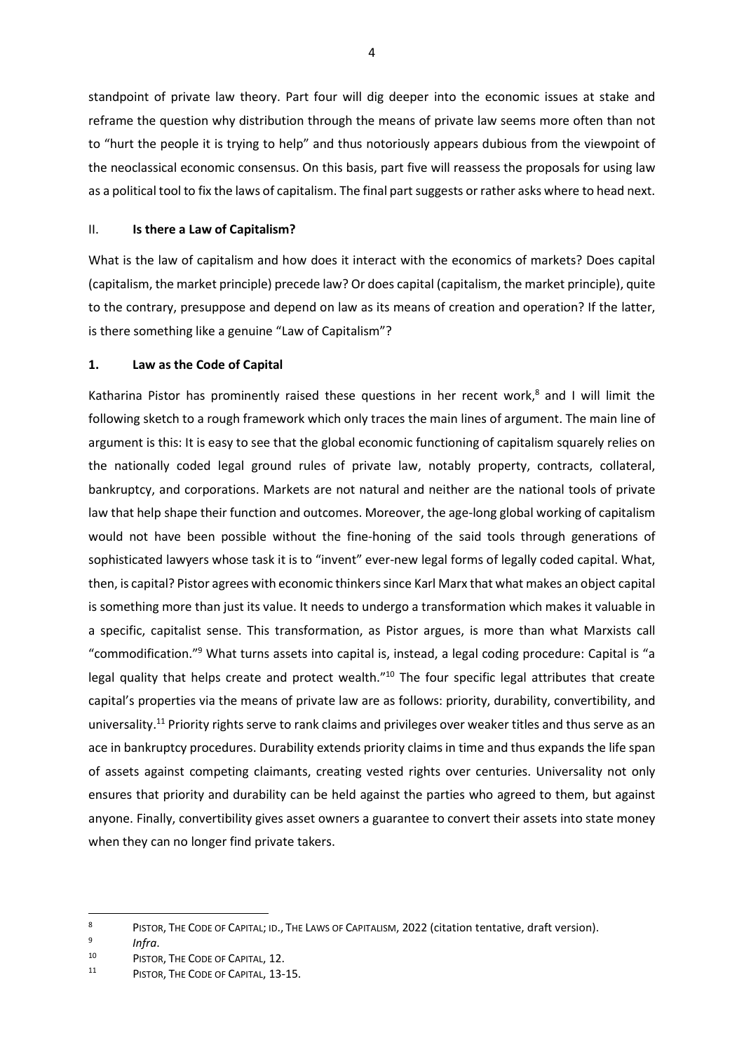standpoint of private law theory. Part four will dig deeper into the economic issues at stake and reframe the question why distribution through the means of private law seems more often than not to "hurt the people it is trying to help" and thus notoriously appears dubious from the viewpoint of the neoclassical economic consensus. On this basis, part five will reassess the proposals for using law as a political tool to fix the laws of capitalism. The final part suggests or rather asks where to head next.

## II. **Is there a Law of Capitalism?**

What is the law of capitalism and how does it interact with the economics of markets? Does capital (capitalism, the market principle) precede law? Or does capital (capitalism, the market principle), quite to the contrary, presuppose and depend on law as its means of creation and operation? If the latter, is there something like a genuine "Law of Capitalism"?

### 1. **Law as the Code of Capital**

Katharina Pistor has prominently raised these questions in her recent work,[8] and I will limit the following sketch to a rough framework which only traces the main lines of argument. The main line of argument is this: It is easy to see that the global economic functioning of capitalism squarely relies on the nationally coded legal ground rules of private law, notably property, contracts, collateral, bankruptcy, and corporations. Markets are not natural and neither are the national tools of private law that help shape their function and outcomes. Moreover, the age-long global working of capitalism would not have been possible without the fine-honing of the said tools through generations of sophisticated lawyers whose task it is to "invent" ever-new legal forms of legally coded capital. What, then, is capital? Pistor agrees with economic thinkers since Karl Marx that what makes an object capital is something more than just its value. It needs to undergo a transformation which makes it valuable in a specific, capitalist sense. This transformation, as Pistor argues, is more than what Marxists call "commodification."[9] What turns assets into capital is, instead, a legal coding procedure: Capital is "a legal quality that helps create and protect wealth."[10] The four specific legal attributes that create capital's properties via the means of private law are as follows: priority, durability, convertibility, and universality.[11] Priority rights serve to rank claims and privileges over weaker titles and thus serve as an ace in bankruptcy procedures. Durability extends priority claims in time and thus expands the life span of assets against competing claimants, creating vested rights over centuries. Universality not only ensures that priority and durability can be held against the parties who agreed to them, but against anyone. Finally, convertibility gives asset owners a guarantee to convert their assets into state money when they can no longer find private takers.

---

[8] PISTOR, THE CODE OF CAPITAL; ID., THE LAWS OF CAPITALISM, 2022 (citation tentative, draft version).

[9] *Infra*.

[10] PISTOR, THE CODE OF CAPITAL, 12.

[11] PISTOR, THE CODE OF CAPITAL, 13-15.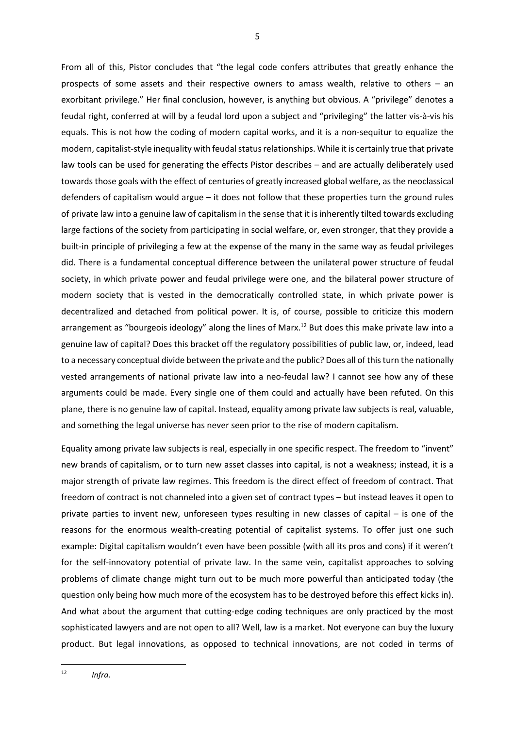From all of this, Pistor concludes that "the legal code confers attributes that greatly enhance the prospects of some assets and their respective owners to amass wealth, relative to others – an exorbitant privilege." Her final conclusion, however, is anything but obvious. A "privilege" denotes a feudal right, conferred at will by a feudal lord upon a subject and "privileging" the latter vis-à-vis his equals. This is not how the coding of modern capital works, and it is a non-sequitur to equalize the modern, capitalist-style inequality with feudal status relationships. While it is certainly true that private law tools can be used for generating the effects Pistor describes – and are actually deliberately used towards those goals with the effect of centuries of greatly increased global welfare, as the neoclassical defenders of capitalism would argue – it does not follow that these properties turn the ground rules of private law into a genuine law of capitalism in the sense that it is inherently tilted towards excluding large factions of the society from participating in social welfare, or, even stronger, that they provide a built-in principle of privileging a few at the expense of the many in the same way as feudal privileges did. There is a fundamental conceptual difference between the unilateral power structure of feudal society, in which private power and feudal privilege were one, and the bilateral power structure of modern society that is vested in the democratically controlled state, in which private power is decentralized and detached from political power. It is, of course, possible to criticize this modern arrangement as "bourgeois ideology" along the lines of Marx.[12] But does this make private law into a genuine law of capital? Does this bracket off the regulatory possibilities of public law, or, indeed, lead to a necessary conceptual divide between the private and the public? Does all of this turn the nationally vested arrangements of national private law into a neo-feudal law? I cannot see how any of these arguments could be made. Every single one of them could and actually have been refuted. On this plane, there is no genuine law of capital. Instead, equality among private law subjects is real, valuable, and something the legal universe has never seen prior to the rise of modern capitalism.

Equality among private law subjects is real, especially in one specific respect. The freedom to "invent" new brands of capitalism, or to turn new asset classes into capital, is not a weakness; instead, it is a major strength of private law regimes. This freedom is the direct effect of freedom of contract. That freedom of contract is not channeled into a given set of contract types – but instead leaves it open to private parties to invent new, unforeseen types resulting in new classes of capital – is one of the reasons for the enormous wealth-creating potential of capitalist systems. To offer just one such example: Digital capitalism wouldn't even have been possible (with all its pros and cons) if it weren't for the self-innovatory potential of private law. In the same vein, capitalist approaches to solving problems of climate change might turn out to be much more powerful than anticipated today (the question only being how much more of the ecosystem has to be destroyed before this effect kicks in). And what about the argument that cutting-edge coding techniques are only practiced by the most sophisticated lawyers and are not open to all? Well, law is a market. Not everyone can buy the luxury product. But legal innovations, as opposed to technical innovations, are not coded in terms of

---

[12] *Infra*.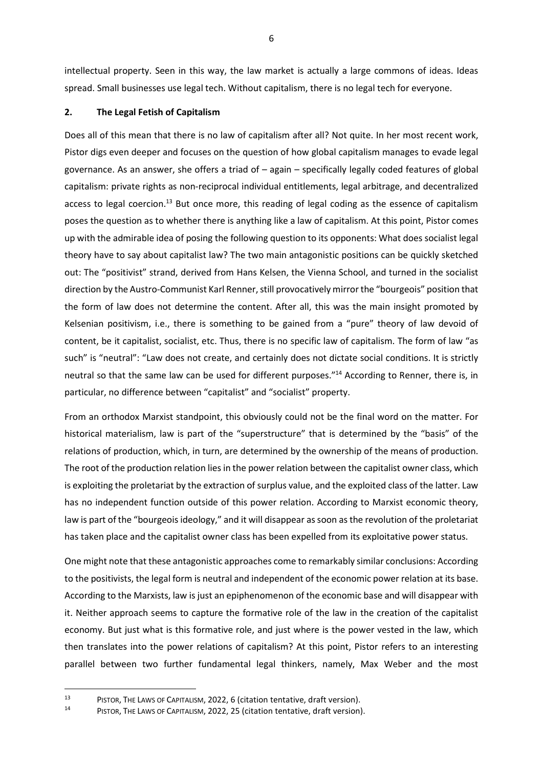intellectual property. Seen in this way, the law market is actually a large commons of ideas. Ideas spread. Small businesses use legal tech. Without capitalism, there is no legal tech for everyone.

## 2. The Legal Fetish of Capitalism

Does all of this mean that there is no law of capitalism after all? Not quite. In her most recent work, Pistor digs even deeper and focuses on the question of how global capitalism manages to evade legal governance. As an answer, she offers a triad of – again – specifically legally coded features of global capitalism: private rights as non-reciprocal individual entitlements, legal arbitrage, and decentralized access to legal coercion.[13] But once more, this reading of legal coding as the essence of capitalism poses the question as to whether there is anything like a law of capitalism. At this point, Pistor comes up with the admirable idea of posing the following question to its opponents: What does socialist legal theory have to say about capitalist law? The two main antagonistic positions can be quickly sketched out: The "positivist" strand, derived from Hans Kelsen, the Vienna School, and turned in the socialist direction by the Austro-Communist Karl Renner, still provocatively mirror the "bourgeois" position that the form of law does not determine the content. After all, this was the main insight promoted by Kelsenian positivism, i.e., there is something to be gained from a "pure" theory of law devoid of content, be it capitalist, socialist, etc. Thus, there is no specific law of capitalism. The form of law "as such" is "neutral": "Law does not create, and certainly does not dictate social conditions. It is strictly neutral so that the same law can be used for different purposes."[14] According to Renner, there is, in particular, no difference between "capitalist" and "socialist" property.

From an orthodox Marxist standpoint, this obviously could not be the final word on the matter. For historical materialism, law is part of the "superstructure" that is determined by the "basis" of the relations of production, which, in turn, are determined by the ownership of the means of production. The root of the production relation lies in the power relation between the capitalist owner class, which is exploiting the proletariat by the extraction of surplus value, and the exploited class of the latter. Law has no independent function outside of this power relation. According to Marxist economic theory, law is part of the "bourgeois ideology," and it will disappear as soon as the revolution of the proletariat has taken place and the capitalist owner class has been expelled from its exploitative power status.

One might note that these antagonistic approaches come to remarkably similar conclusions: According to the positivists, the legal form is neutral and independent of the economic power relation at its base. According to the Marxists, law is just an epiphenomenon of the economic base and will disappear with it. Neither approach seems to capture the formative role of the law in the creation of the capitalist economy. But just what is this formative role, and just where is the power vested in the law, which then translates into the power relations of capitalism? At this point, Pistor refers to an interesting parallel between two further fundamental legal thinkers, namely, Max Weber and the most

---

[13] PISTOR, THE LAWS OF CAPITALISM, 2022, 6 (citation tentative, draft version).

[14] PISTOR, THE LAWS OF CAPITALISM, 2022, 25 (citation tentative, draft version).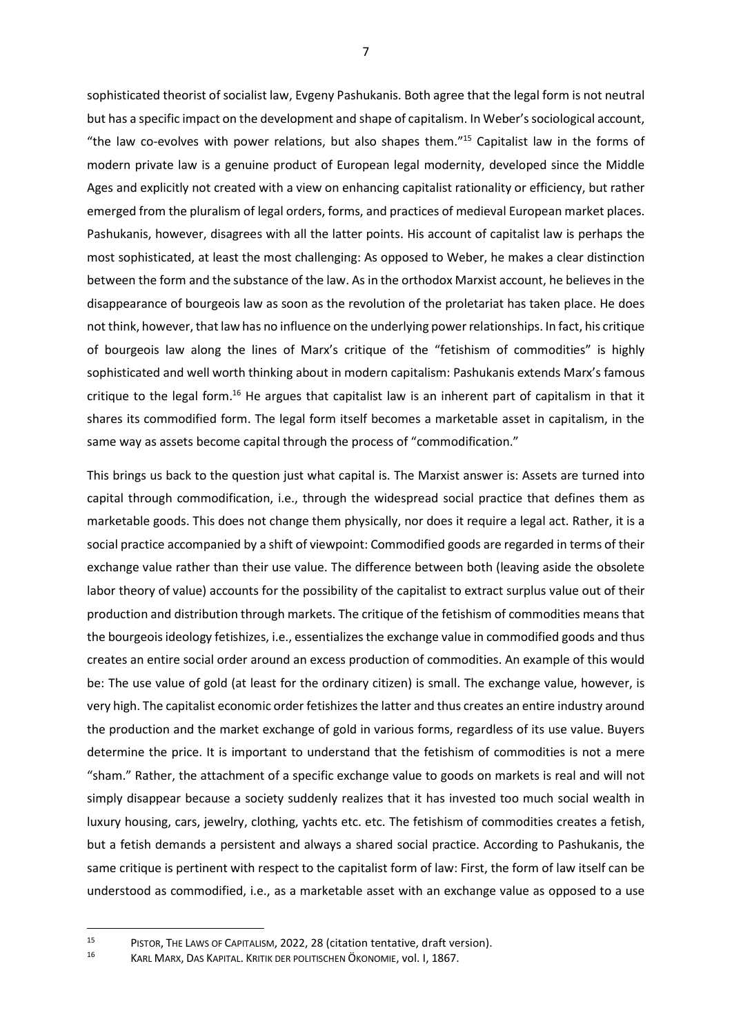sophisticated theorist of socialist law, Evgeny Pashukanis. Both agree that the legal form is not neutral but has a specific impact on the development and shape of capitalism. In Weber's sociological account, "the law co-evolves with power relations, but also shapes them."[15] Capitalist law in the forms of modern private law is a genuine product of European legal modernity, developed since the Middle Ages and explicitly not created with a view on enhancing capitalist rationality or efficiency, but rather emerged from the pluralism of legal orders, forms, and practices of medieval European market places. Pashukanis, however, disagrees with all the latter points. His account of capitalist law is perhaps the most sophisticated, at least the most challenging: As opposed to Weber, he makes a clear distinction between the form and the substance of the law. As in the orthodox Marxist account, he believes in the disappearance of bourgeois law as soon as the revolution of the proletariat has taken place. He does not think, however, that law has no influence on the underlying power relationships. In fact, his critique of bourgeois law along the lines of Marx's critique of the "fetishism of commodities" is highly sophisticated and well worth thinking about in modern capitalism: Pashukanis extends Marx's famous critique to the legal form.[16] He argues that capitalist law is an inherent part of capitalism in that it shares its commodified form. The legal form itself becomes a marketable asset in capitalism, in the same way as assets become capital through the process of "commodification."

This brings us back to the question just what capital is. The Marxist answer is: Assets are turned into capital through commodification, i.e., through the widespread social practice that defines them as marketable goods. This does not change them physically, nor does it require a legal act. Rather, it is a social practice accompanied by a shift of viewpoint: Commodified goods are regarded in terms of their exchange value rather than their use value. The difference between both (leaving aside the obsolete labor theory of value) accounts for the possibility of the capitalist to extract surplus value out of their production and distribution through markets. The critique of the fetishism of commodities means that the bourgeois ideology fetishizes, i.e., essentializes the exchange value in commodified goods and thus creates an entire social order around an excess production of commodities. An example of this would be: The use value of gold (at least for the ordinary citizen) is small. The exchange value, however, is very high. The capitalist economic order fetishizes the latter and thus creates an entire industry around the production and the market exchange of gold in various forms, regardless of its use value. Buyers determine the price. It is important to understand that the fetishism of commodities is not a mere "sham." Rather, the attachment of a specific exchange value to goods on markets is real and will not simply disappear because a society suddenly realizes that it has invested too much social wealth in luxury housing, cars, jewelry, clothing, yachts etc. etc. The fetishism of commodities creates a fetish, but a fetish demands a persistent and always a shared social practice. According to Pashukanis, the same critique is pertinent with respect to the capitalist form of law: First, the form of law itself can be understood as commodified, i.e., as a marketable asset with an exchange value as opposed to a use

---

[15] PISTOR, THE LAWS OF CAPITALISM, 2022, 28 (citation tentative, draft version).

[16] KARL MARX, DAS KAPITAL. KRITIK DER POLITISCHEN ÖKONOMIE, vol. I, 1867.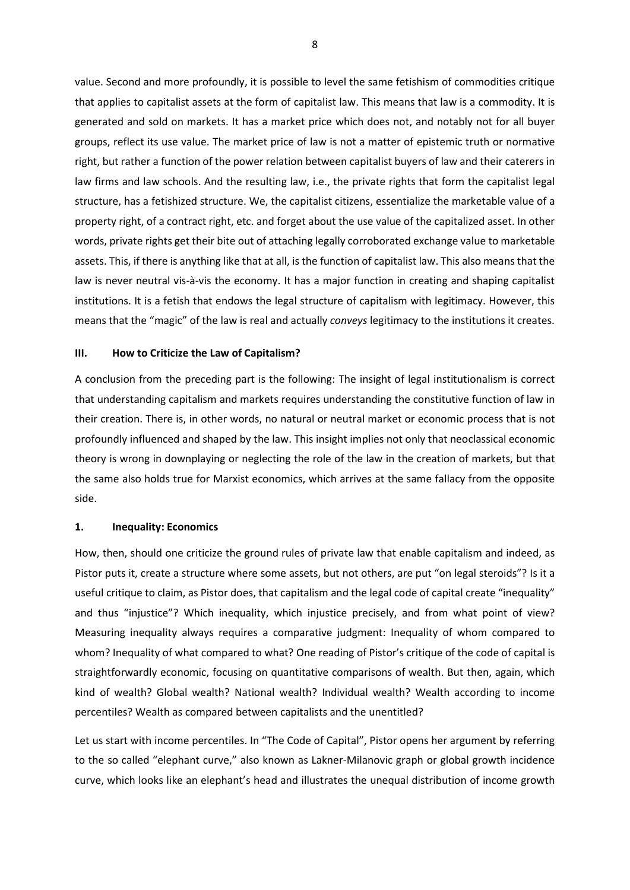value. Second and more profoundly, it is possible to level the same fetishism of commodities critique that applies to capitalist assets at the form of capitalist law. This means that law is a commodity. It is generated and sold on markets. It has a market price which does not, and notably not for all buyer groups, reflect its use value. The market price of law is not a matter of epistemic truth or normative right, but rather a function of the power relation between capitalist buyers of law and their caterers in law firms and law schools. And the resulting law, i.e., the private rights that form the capitalist legal structure, has a fetishized structure. We, the capitalist citizens, essentialize the marketable value of a property right, of a contract right, etc. and forget about the use value of the capitalized asset. In other words, private rights get their bite out of attaching legally corroborated exchange value to marketable assets. This, if there is anything like that at all, is the function of capitalist law. This also means that the law is never neutral vis-à-vis the economy. It has a major function in creating and shaping capitalist institutions. It is a fetish that endows the legal structure of capitalism with legitimacy. However, this means that the "magic" of the law is real and actually *conveys* legitimacy to the institutions it creates.

## III. How to Criticize the Law of Capitalism?

A conclusion from the preceding part is the following: The insight of legal institutionalism is correct that understanding capitalism and markets requires understanding the constitutive function of law in their creation. There is, in other words, no natural or neutral market or economic process that is not profoundly influenced and shaped by the law. This insight implies not only that neoclassical economic theory is wrong in downplaying or neglecting the role of the law in the creation of markets, but that the same also holds true for Marxist economics, which arrives at the same fallacy from the opposite side.

### 1. Inequality: Economics

How, then, should one criticize the ground rules of private law that enable capitalism and indeed, as Pistor puts it, create a structure where some assets, but not others, are put "on legal steroids"? Is it a useful critique to claim, as Pistor does, that capitalism and the legal code of capital create "inequality" and thus "injustice"? Which inequality, which injustice precisely, and from what point of view? Measuring inequality always requires a comparative judgment: Inequality of whom compared to whom? Inequality of what compared to what? One reading of Pistor's critique of the code of capital is straightforwardly economic, focusing on quantitative comparisons of wealth. But then, again, which kind of wealth? Global wealth? National wealth? Individual wealth? Wealth according to income percentiles? Wealth as compared between capitalists and the unentitled?

Let us start with income percentiles. In "The Code of Capital", Pistor opens her argument by referring to the so called "elephant curve," also known as Lakner-Milanovic graph or global growth incidence curve, which looks like an elephant's head and illustrates the unequal distribution of income growth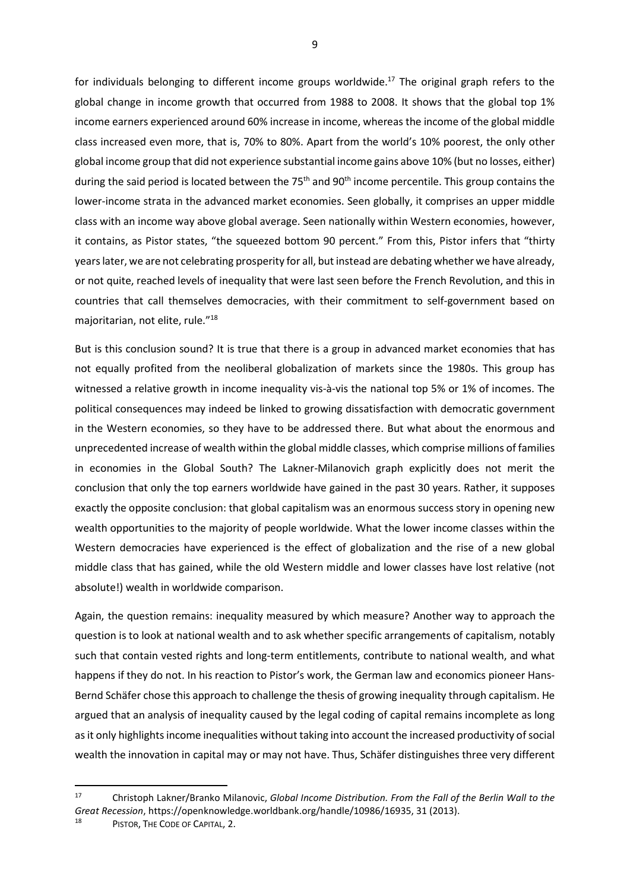for individuals belonging to different income groups worldwide.[17] The original graph refers to the global change in income growth that occurred from 1988 to 2008. It shows that the global top 1% income earners experienced around 60% increase in income, whereas the income of the global middle class increased even more, that is, 70% to 80%. Apart from the world's 10% poorest, the only other global income group that did not experience substantial income gains above 10% (but no losses, either) during the said period is located between the 75th and 90th income percentile. This group contains the lower-income strata in the advanced market economies. Seen globally, it comprises an upper middle class with an income way above global average. Seen nationally within Western economies, however, it contains, as Pistor states, "the squeezed bottom 90 percent." From this, Pistor infers that "thirty years later, we are not celebrating prosperity for all, but instead are debating whether we have already, or not quite, reached levels of inequality that were last seen before the French Revolution, and this in countries that call themselves democracies, with their commitment to self-government based on majoritarian, not elite, rule."[18]

But is this conclusion sound? It is true that there is a group in advanced market economies that has not equally profited from the neoliberal globalization of markets since the 1980s. This group has witnessed a relative growth in income inequality vis-à-vis the national top 5% or 1% of incomes. The political consequences may indeed be linked to growing dissatisfaction with democratic government in the Western economies, so they have to be addressed there. But what about the enormous and unprecedented increase of wealth within the global middle classes, which comprise millions of families in economies in the Global South? The Lakner-Milanovich graph explicitly does not merit the conclusion that only the top earners worldwide have gained in the past 30 years. Rather, it supposes exactly the opposite conclusion: that global capitalism was an enormous success story in opening new wealth opportunities to the majority of people worldwide. What the lower income classes within the Western democracies have experienced is the effect of globalization and the rise of a new global middle class that has gained, while the old Western middle and lower classes have lost relative (not absolute!) wealth in worldwide comparison.

Again, the question remains: inequality measured by which measure? Another way to approach the question is to look at national wealth and to ask whether specific arrangements of capitalism, notably such that contain vested rights and long-term entitlements, contribute to national wealth, and what happens if they do not. In his reaction to Pistor's work, the German law and economics pioneer Hans-Bernd Schäfer chose this approach to challenge the thesis of growing inequality through capitalism. He argued that an analysis of inequality caused by the legal coding of capital remains incomplete as long as it only highlights income inequalities without taking into account the increased productivity of social wealth the innovation in capital may or may not have. Thus, Schäfer distinguishes three very different

---

[17] Christoph Lakner/Branko Milanovic, *Global Income Distribution. From the Fall of the Berlin Wall to the Great Recession*, https://openknowledge.worldbank.org/handle/10986/16935, 31 (2013).

[18] PISTOR, THE CODE OF CAPITAL, 2.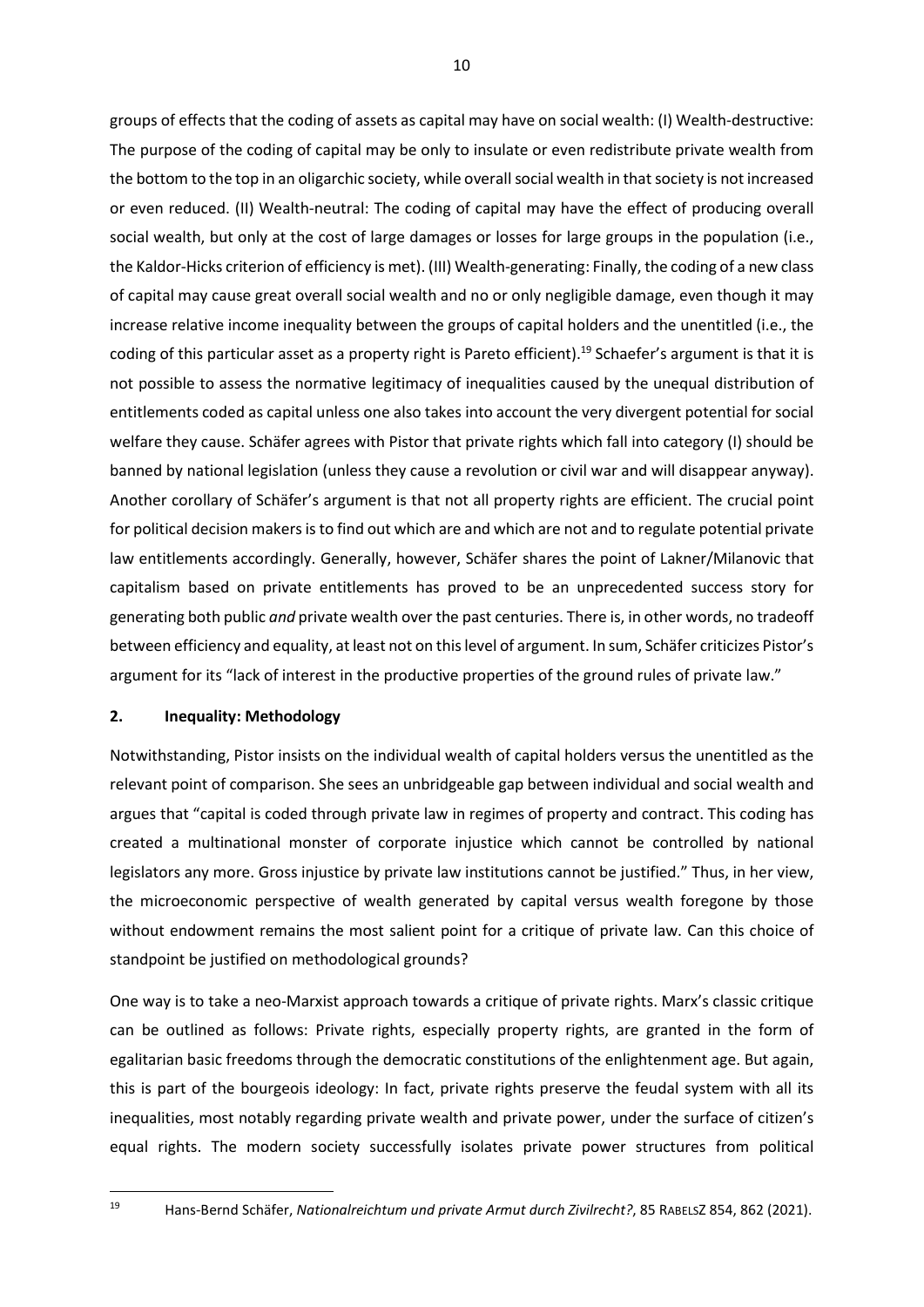groups of effects that the coding of assets as capital may have on social wealth: (I) Wealth-destructive: The purpose of the coding of capital may be only to insulate or even redistribute private wealth from the bottom to the top in an oligarchic society, while overall social wealth in that society is not increased or even reduced. (II) Wealth-neutral: The coding of capital may have the effect of producing overall social wealth, but only at the cost of large damages or losses for large groups in the population (i.e., the Kaldor-Hicks criterion of efficiency is met). (III) Wealth-generating: Finally, the coding of a new class of capital may cause great overall social wealth and no or only negligible damage, even though it may increase relative income inequality between the groups of capital holders and the unentitled (i.e., the coding of this particular asset as a property right is Pareto efficient).[19] Schaefer's argument is that it is not possible to assess the normative legitimacy of inequalities caused by the unequal distribution of entitlements coded as capital unless one also takes into account the very divergent potential for social welfare they cause. Schäfer agrees with Pistor that private rights which fall into category (I) should be banned by national legislation (unless they cause a revolution or civil war and will disappear anyway). Another corollary of Schäfer's argument is that not all property rights are efficient. The crucial point for political decision makers is to find out which are and which are not and to regulate potential private law entitlements accordingly. Generally, however, Schäfer shares the point of Lakner/Milanovic that capitalism based on private entitlements has proved to be an unprecedented success story for generating both public *and* private wealth over the past centuries. There is, in other words, no tradeoff between efficiency and equality, at least not on this level of argument. In sum, Schäfer criticizes Pistor's argument for its "lack of interest in the productive properties of the ground rules of private law."

## 2. Inequality: Methodology

Notwithstanding, Pistor insists on the individual wealth of capital holders versus the unentitled as the relevant point of comparison. She sees an unbridgeable gap between individual and social wealth and argues that "capital is coded through private law in regimes of property and contract. This coding has created a multinational monster of corporate injustice which cannot be controlled by national legislators any more. Gross injustice by private law institutions cannot be justified." Thus, in her view, the microeconomic perspective of wealth generated by capital versus wealth foregone by those without endowment remains the most salient point for a critique of private law. Can this choice of standpoint be justified on methodological grounds?

One way is to take a neo-Marxist approach towards a critique of private rights. Marx's classic critique can be outlined as follows: Private rights, especially property rights, are granted in the form of egalitarian basic freedoms through the democratic constitutions of the enlightenment age. But again, this is part of the bourgeois ideology: In fact, private rights preserve the feudal system with all its inequalities, most notably regarding private wealth and private power, under the surface of citizen's equal rights. The modern society successfully isolates private power structures from political

[19] Hans-Bernd Schäfer, *Nationalreichtum und private Armut durch Zivilrecht?*, 85 RabelsZ 854, 862 (2021).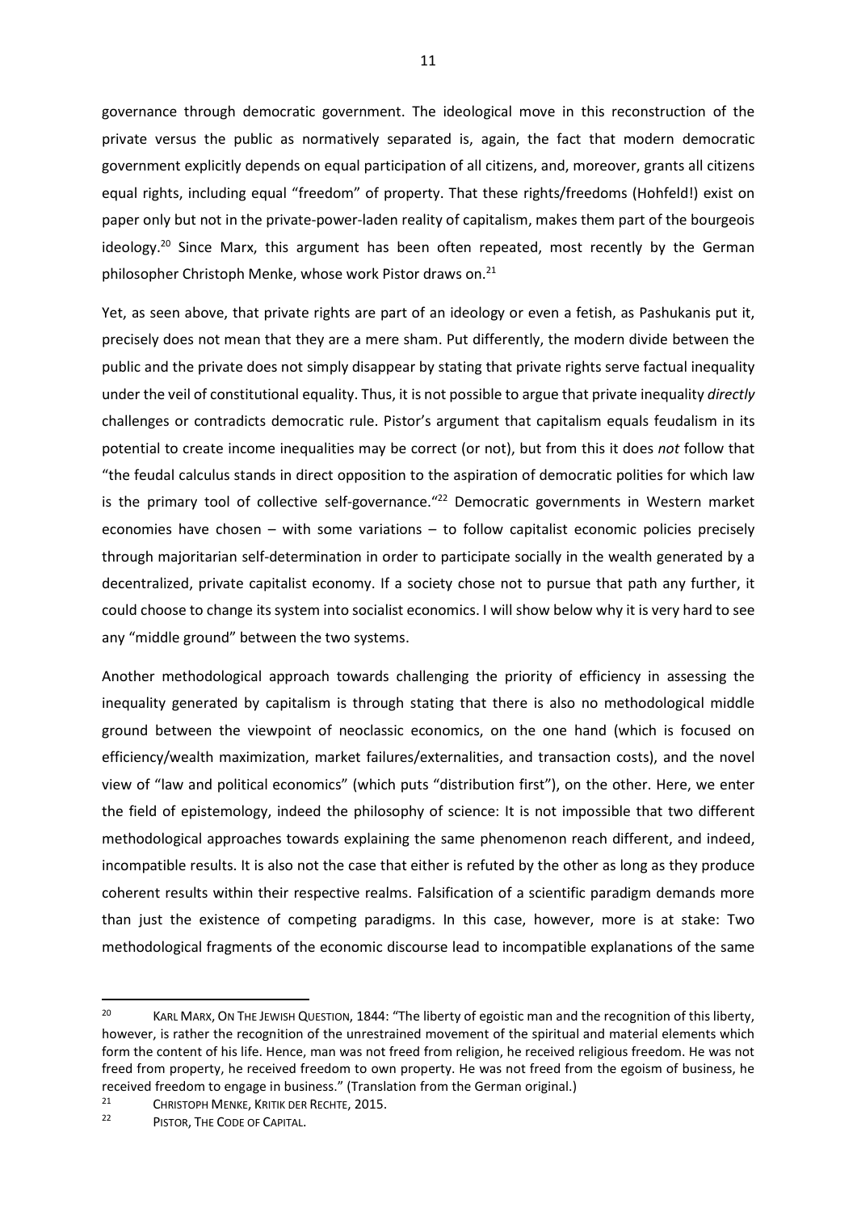governance through democratic government. The ideological move in this reconstruction of the private versus the public as normatively separated is, again, the fact that modern democratic government explicitly depends on equal participation of all citizens, and, moreover, grants all citizens equal rights, including equal "freedom" of property. That these rights/freedoms (Hohfeld!) exist on paper only but not in the private-power-laden reality of capitalism, makes them part of the bourgeois ideology.[20] Since Marx, this argument has been often repeated, most recently by the German philosopher Christoph Menke, whose work Pistor draws on.[21]

Yet, as seen above, that private rights are part of an ideology or even a fetish, as Pashukanis put it, precisely does not mean that they are a mere sham. Put differently, the modern divide between the public and the private does not simply disappear by stating that private rights serve factual inequality under the veil of constitutional equality. Thus, it is not possible to argue that private inequality *directly* challenges or contradicts democratic rule. Pistor's argument that capitalism equals feudalism in its potential to create income inequalities may be correct (or not), but from this it does *not* follow that "the feudal calculus stands in direct opposition to the aspiration of democratic polities for which law is the primary tool of collective self-governance."[22] Democratic governments in Western market economies have chosen – with some variations – to follow capitalist economic policies precisely through majoritarian self-determination in order to participate socially in the wealth generated by a decentralized, private capitalist economy. If a society chose not to pursue that path any further, it could choose to change its system into socialist economics. I will show below why it is very hard to see any "middle ground" between the two systems.

Another methodological approach towards challenging the priority of efficiency in assessing the inequality generated by capitalism is through stating that there is also no methodological middle ground between the viewpoint of neoclassic economics, on the one hand (which is focused on efficiency/wealth maximization, market failures/externalities, and transaction costs), and the novel view of "law and political economics" (which puts "distribution first"), on the other. Here, we enter the field of epistemology, indeed the philosophy of science: It is not impossible that two different methodological approaches towards explaining the same phenomenon reach different, and indeed, incompatible results. It is also not the case that either is refuted by the other as long as they produce coherent results within their respective realms. Falsification of a scientific paradigm demands more than just the existence of competing paradigms. In this case, however, more is at stake: Two methodological fragments of the economic discourse lead to incompatible explanations of the same

---

[20] KARL MARX, ON THE JEWISH QUESTION, 1844: "The liberty of egoistic man and the recognition of this liberty, however, is rather the recognition of the unrestrained movement of the spiritual and material elements which form the content of his life. Hence, man was not freed from religion, he received religious freedom. He was not freed from property, he received freedom to own property. He was not freed from the egoism of business, he received freedom to engage in business." (Translation from the German original.)

[21] CHRISTOPH MENKE, KRITIK DER RECHTE, 2015.

[22] PISTOR, THE CODE OF CAPITAL.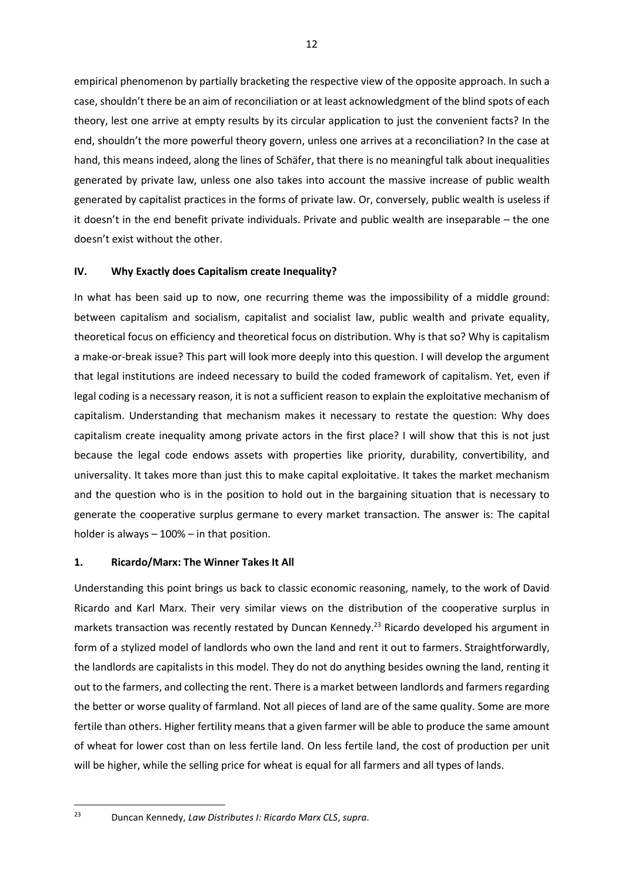empirical phenomenon by partially bracketing the respective view of the opposite approach. In such a case, shouldn't there be an aim of reconciliation or at least acknowledgment of the blind spots of each theory, lest one arrive at empty results by its circular application to just the convenient facts? In the end, shouldn't the more powerful theory govern, unless one arrives at a reconciliation? In the case at hand, this means indeed, along the lines of Schäfer, that there is no meaningful talk about inequalities generated by private law, unless one also takes into account the massive increase of public wealth generated by capitalist practices in the forms of private law. Or, conversely, public wealth is useless if it doesn't in the end benefit private individuals. Private and public wealth are inseparable – the one doesn't exist without the other.

## IV. Why Exactly does Capitalism create Inequality?

In what has been said up to now, one recurring theme was the impossibility of a middle ground: between capitalism and socialism, capitalist and socialist law, public wealth and private equality, theoretical focus on efficiency and theoretical focus on distribution. Why is that so? Why is capitalism a make-or-break issue? This part will look more deeply into this question. I will develop the argument that legal institutions are indeed necessary to build the coded framework of capitalism. Yet, even if legal coding is a necessary reason, it is not a sufficient reason to explain the exploitative mechanism of capitalism. Understanding that mechanism makes it necessary to restate the question: Why does capitalism create inequality among private actors in the first place? I will show that this is not just because the legal code endows assets with properties like priority, durability, convertibility, and universality. It takes more than just this to make capital exploitative. It takes the market mechanism and the question who is in the position to hold out in the bargaining situation that is necessary to generate the cooperative surplus germane to every market transaction. The answer is: The capital holder is always – 100% – in that position.

### 1. Ricardo/Marx: The Winner Takes It All

Understanding this point brings us back to classic economic reasoning, namely, to the work of David Ricardo and Karl Marx. Their very similar views on the distribution of the cooperative surplus in markets transaction was recently restated by Duncan Kennedy.[23] Ricardo developed his argument in form of a stylized model of landlords who own the land and rent it out to farmers. Straightforwardly, the landlords are capitalists in this model. They do not do anything besides owning the land, renting it out to the farmers, and collecting the rent. There is a market between landlords and farmers regarding the better or worse quality of farmland. Not all pieces of land are of the same quality. Some are more fertile than others. Higher fertility means that a given farmer will be able to produce the same amount of wheat for lower cost than on less fertile land. On less fertile land, the cost of production per unit will be higher, while the selling price for wheat is equal for all farmers and all types of lands.

[23] Duncan Kennedy, *Law Distributes I: Ricardo Marx CLS*, *supra*.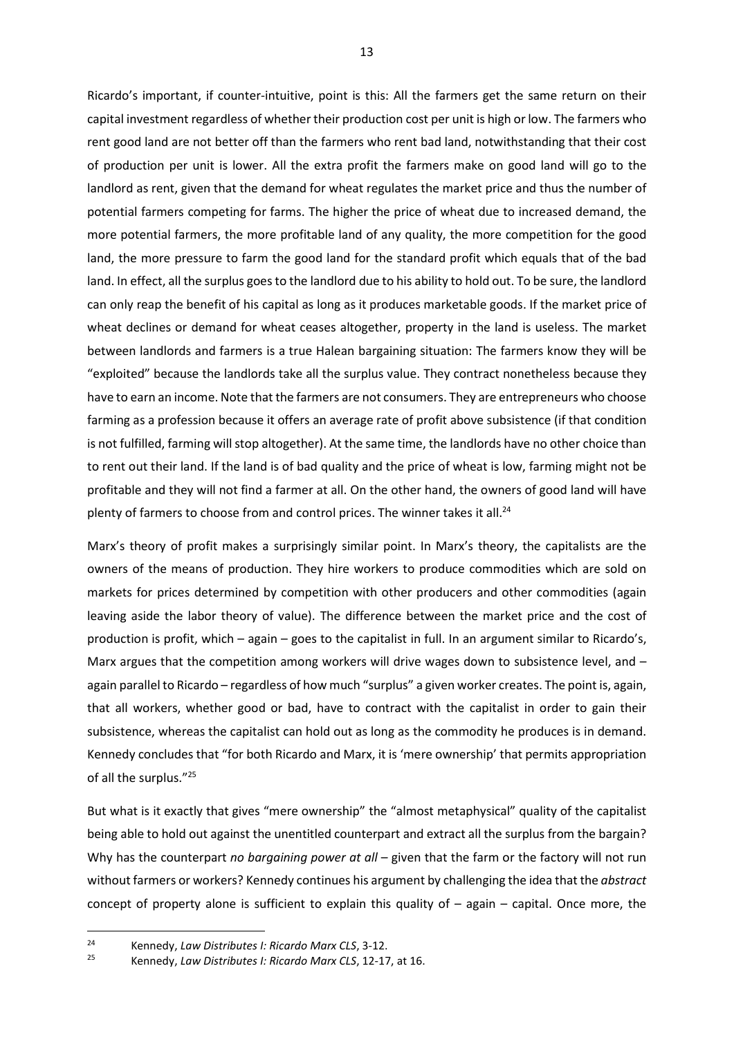Ricardo's important, if counter-intuitive, point is this: All the farmers get the same return on their capital investment regardless of whether their production cost per unit is high or low. The farmers who rent good land are not better off than the farmers who rent bad land, notwithstanding that their cost of production per unit is lower. All the extra profit the farmers make on good land will go to the landlord as rent, given that the demand for wheat regulates the market price and thus the number of potential farmers competing for farms. The higher the price of wheat due to increased demand, the more potential farmers, the more profitable land of any quality, the more competition for the good land, the more pressure to farm the good land for the standard profit which equals that of the bad land. In effect, all the surplus goes to the landlord due to his ability to hold out. To be sure, the landlord can only reap the benefit of his capital as long as it produces marketable goods. If the market price of wheat declines or demand for wheat ceases altogether, property in the land is useless. The market between landlords and farmers is a true Halean bargaining situation: The farmers know they will be "exploited" because the landlords take all the surplus value. They contract nonetheless because they have to earn an income. Note that the farmers are not consumers. They are entrepreneurs who choose farming as a profession because it offers an average rate of profit above subsistence (if that condition is not fulfilled, farming will stop altogether). At the same time, the landlords have no other choice than to rent out their land. If the land is of bad quality and the price of wheat is low, farming might not be profitable and they will not find a farmer at all. On the other hand, the owners of good land will have plenty of farmers to choose from and control prices. The winner takes it all.[24]

Marx's theory of profit makes a surprisingly similar point. In Marx's theory, the capitalists are the owners of the means of production. They hire workers to produce commodities which are sold on markets for prices determined by competition with other producers and other commodities (again leaving aside the labor theory of value). The difference between the market price and the cost of production is profit, which – again – goes to the capitalist in full. In an argument similar to Ricardo's, Marx argues that the competition among workers will drive wages down to subsistence level, and – again parallel to Ricardo – regardless of how much "surplus" a given worker creates. The point is, again, that all workers, whether good or bad, have to contract with the capitalist in order to gain their subsistence, whereas the capitalist can hold out as long as the commodity he produces is in demand. Kennedy concludes that "for both Ricardo and Marx, it is 'mere ownership' that permits appropriation of all the surplus."[25]

But what is it exactly that gives "mere ownership" the "almost metaphysical" quality of the capitalist being able to hold out against the unentitled counterpart and extract all the surplus from the bargain? Why has the counterpart *no bargaining power at all* – given that the farm or the factory will not run without farmers or workers? Kennedy continues his argument by challenging the idea that the *abstract* concept of property alone is sufficient to explain this quality of – again – capital. Once more, the

---

[24] Kennedy, *Law Distributes I: Ricardo Marx CLS*, 3-12.

[25] Kennedy, *Law Distributes I: Ricardo Marx CLS*, 12-17, at 16.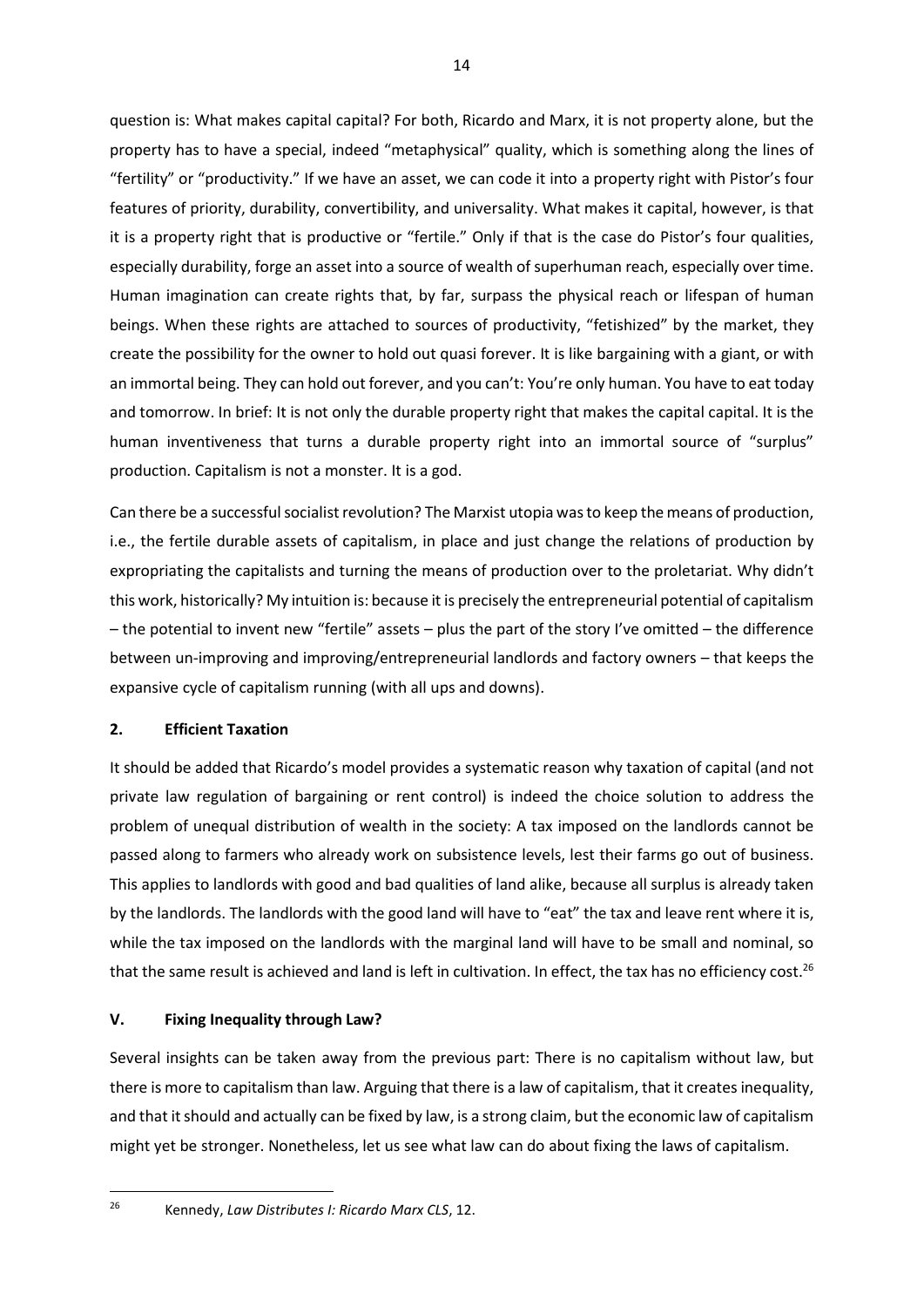question is: What makes capital capital? For both, Ricardo and Marx, it is not property alone, but the property has to have a special, indeed "metaphysical" quality, which is something along the lines of "fertility" or "productivity." If we have an asset, we can code it into a property right with Pistor's four features of priority, durability, convertibility, and universality. What makes it capital, however, is that it is a property right that is productive or "fertile." Only if that is the case do Pistor's four qualities, especially durability, forge an asset into a source of wealth of superhuman reach, especially over time. Human imagination can create rights that, by far, surpass the physical reach or lifespan of human beings. When these rights are attached to sources of productivity, "fetishized" by the market, they create the possibility for the owner to hold out quasi forever. It is like bargaining with a giant, or with an immortal being. They can hold out forever, and you can't: You're only human. You have to eat today and tomorrow. In brief: It is not only the durable property right that makes the capital capital. It is the human inventiveness that turns a durable property right into an immortal source of "surplus" production. Capitalism is not a monster. It is a god.

Can there be a successful socialist revolution? The Marxist utopia was to keep the means of production, i.e., the fertile durable assets of capitalism, in place and just change the relations of production by expropriating the capitalists and turning the means of production over to the proletariat. Why didn't this work, historically? My intuition is: because it is precisely the entrepreneurial potential of capitalism – the potential to invent new "fertile" assets – plus the part of the story I've omitted – the difference between un-improving and improving/entrepreneurial landlords and factory owners – that keeps the expansive cycle of capitalism running (with all ups and downs).

### 2. Efficient Taxation

It should be added that Ricardo's model provides a systematic reason why taxation of capital (and not private law regulation of bargaining or rent control) is indeed the choice solution to address the problem of unequal distribution of wealth in the society: A tax imposed on the landlords cannot be passed along to farmers who already work on subsistence levels, lest their farms go out of business. This applies to landlords with good and bad qualities of land alike, because all surplus is already taken by the landlords. The landlords with the good land will have to "eat" the tax and leave rent where it is, while the tax imposed on the landlords with the marginal land will have to be small and nominal, so that the same result is achieved and land is left in cultivation. In effect, the tax has no efficiency cost.[26]

## V. Fixing Inequality through Law?

Several insights can be taken away from the previous part: There is no capitalism without law, but there is more to capitalism than law. Arguing that there is a law of capitalism, that it creates inequality, and that it should and actually can be fixed by law, is a strong claim, but the economic law of capitalism might yet be stronger. Nonetheless, let us see what law can do about fixing the laws of capitalism.

---

[26] Kennedy, *Law Distributes I: Ricardo Marx CLS*, 12.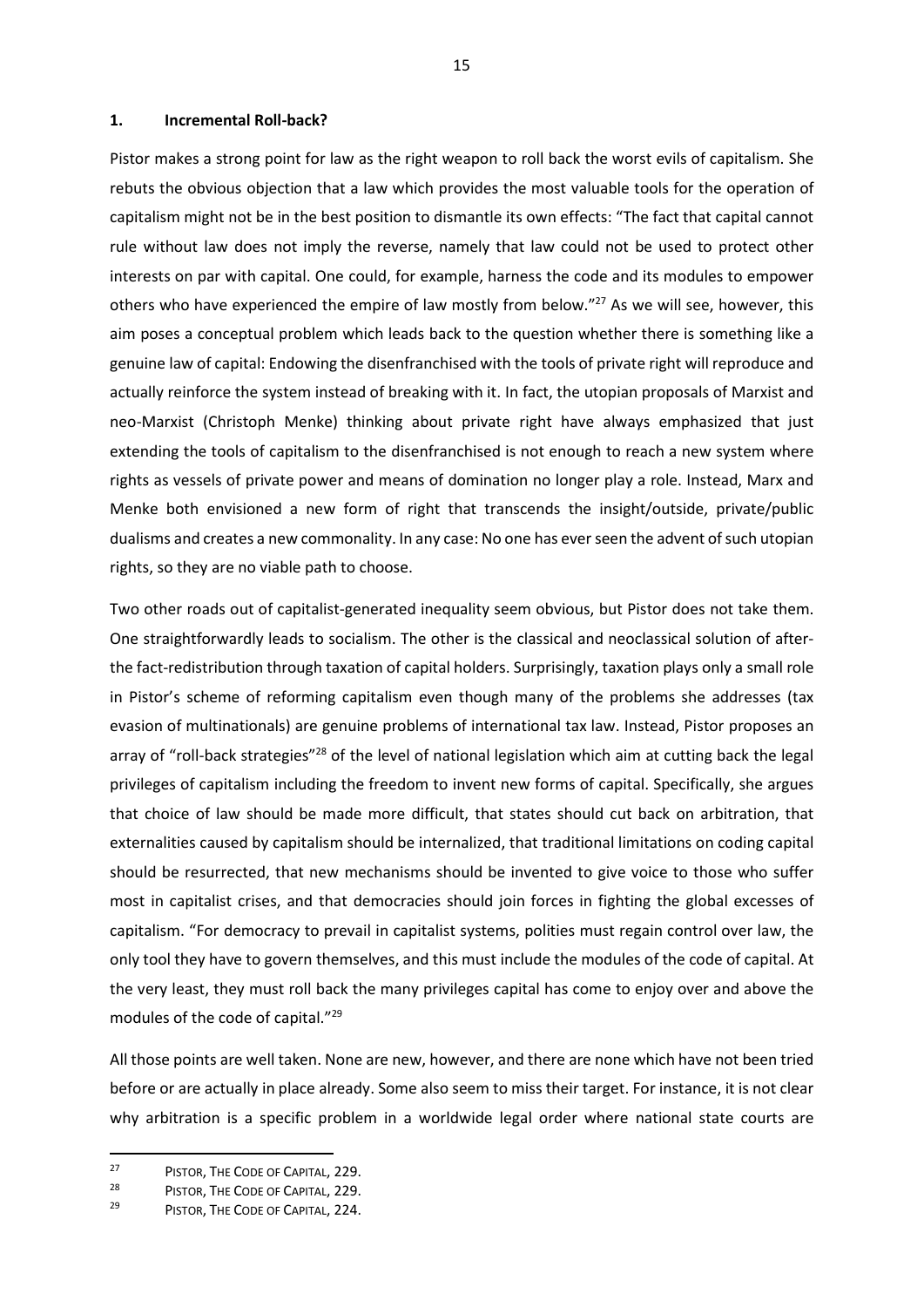## 1. Incremental Roll-back?

Pistor makes a strong point for law as the right weapon to roll back the worst evils of capitalism. She rebuts the obvious objection that a law which provides the most valuable tools for the operation of capitalism might not be in the best position to dismantle its own effects: "The fact that capital cannot rule without law does not imply the reverse, namely that law could not be used to protect other interests on par with capital. One could, for example, harness the code and its modules to empower others who have experienced the empire of law mostly from below."[27] As we will see, however, this aim poses a conceptual problem which leads back to the question whether there is something like a genuine law of capital: Endowing the disenfranchised with the tools of private right will reproduce and actually reinforce the system instead of breaking with it. In fact, the utopian proposals of Marxist and neo-Marxist (Christoph Menke) thinking about private right have always emphasized that just extending the tools of capitalism to the disenfranchised is not enough to reach a new system where rights as vessels of private power and means of domination no longer play a role. Instead, Marx and Menke both envisioned a new form of right that transcends the insight/outside, private/public dualisms and creates a new commonality. In any case: No one has ever seen the advent of such utopian rights, so they are no viable path to choose.

Two other roads out of capitalist-generated inequality seem obvious, but Pistor does not take them. One straightforwardly leads to socialism. The other is the classical and neoclassical solution of after-the fact-redistribution through taxation of capital holders. Surprisingly, taxation plays only a small role in Pistor's scheme of reforming capitalism even though many of the problems she addresses (tax evasion of multinationals) are genuine problems of international tax law. Instead, Pistor proposes an array of "roll-back strategies"[28] of the level of national legislation which aim at cutting back the legal privileges of capitalism including the freedom to invent new forms of capital. Specifically, she argues that choice of law should be made more difficult, that states should cut back on arbitration, that externalities caused by capitalism should be internalized, that traditional limitations on coding capital should be resurrected, that new mechanisms should be invented to give voice to those who suffer most in capitalist crises, and that democracies should join forces in fighting the global excesses of capitalism. "For democracy to prevail in capitalist systems, polities must regain control over law, the only tool they have to govern themselves, and this must include the modules of the code of capital. At the very least, they must roll back the many privileges capital has come to enjoy over and above the modules of the code of capital."[29]

All those points are well taken. None are new, however, and there are none which have not been tried before or are actually in place already. Some also seem to miss their target. For instance, it is not clear why arbitration is a specific problem in a worldwide legal order where national state courts are

---

[27] Pistor, The Code of Capital, 229.

[28] Pistor, The Code of Capital, 229.

[29] Pistor, The Code of Capital, 224.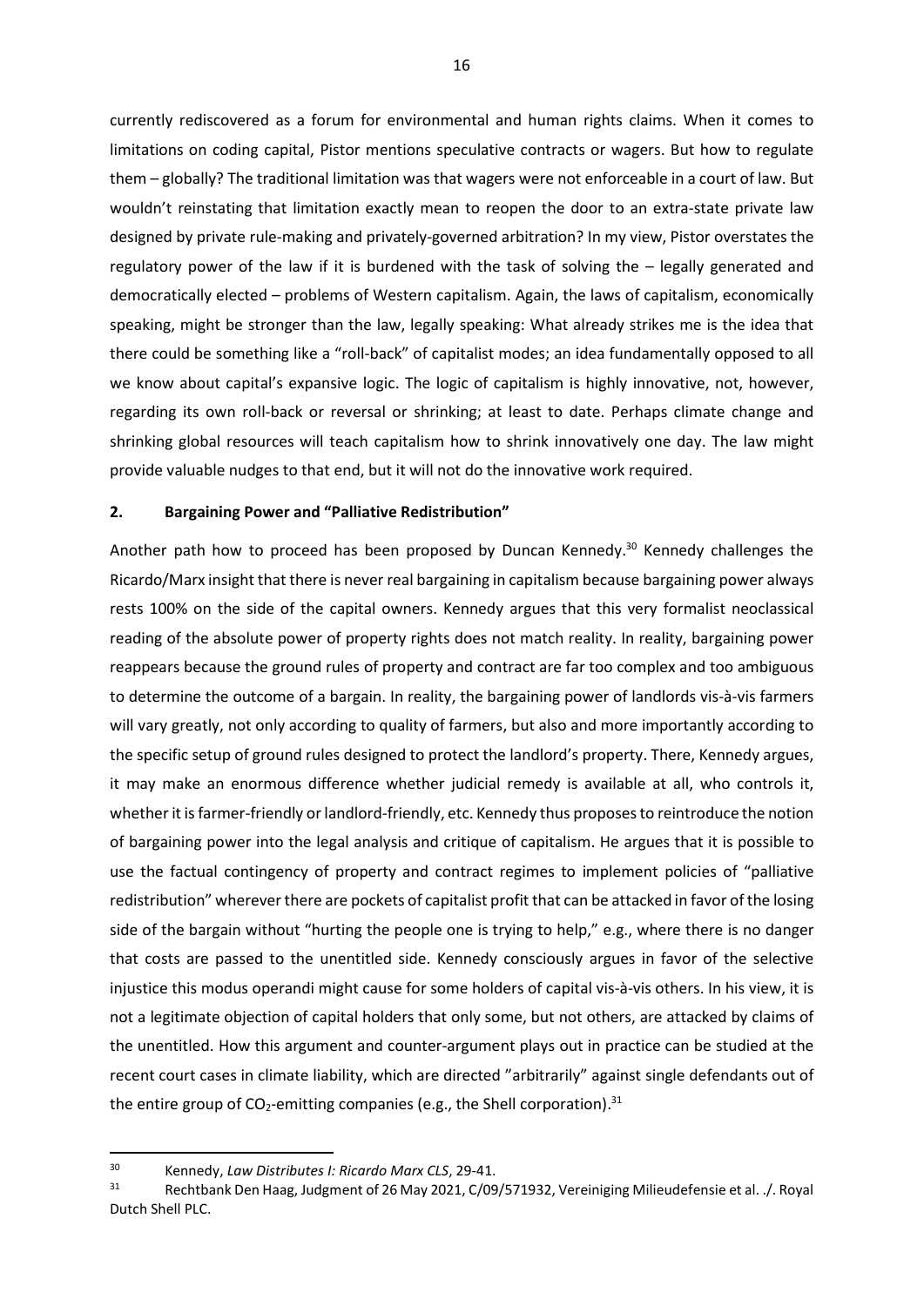currently rediscovered as a forum for environmental and human rights claims. When it comes to limitations on coding capital, Pistor mentions speculative contracts or wagers. But how to regulate them – globally? The traditional limitation was that wagers were not enforceable in a court of law. But wouldn't reinstating that limitation exactly mean to reopen the door to an extra-state private law designed by private rule-making and privately-governed arbitration? In my view, Pistor overstates the regulatory power of the law if it is burdened with the task of solving the – legally generated and democratically elected – problems of Western capitalism. Again, the laws of capitalism, economically speaking, might be stronger than the law, legally speaking: What already strikes me is the idea that there could be something like a "roll-back" of capitalist modes; an idea fundamentally opposed to all we know about capital's expansive logic. The logic of capitalism is highly innovative, not, however, regarding its own roll-back or reversal or shrinking; at least to date. Perhaps climate change and shrinking global resources will teach capitalism how to shrink innovatively one day. The law might provide valuable nudges to that end, but it will not do the innovative work required.

## 2. Bargaining Power and "Palliative Redistribution"

Another path how to proceed has been proposed by Duncan Kennedy.[30] Kennedy challenges the Ricardo/Marx insight that there is never real bargaining in capitalism because bargaining power always rests 100% on the side of the capital owners. Kennedy argues that this very formalist neoclassical reading of the absolute power of property rights does not match reality. In reality, bargaining power reappears because the ground rules of property and contract are far too complex and too ambiguous to determine the outcome of a bargain. In reality, the bargaining power of landlords vis-à-vis farmers will vary greatly, not only according to quality of farmers, but also and more importantly according to the specific setup of ground rules designed to protect the landlord's property. There, Kennedy argues, it may make an enormous difference whether judicial remedy is available at all, who controls it, whether it is farmer-friendly or landlord-friendly, etc. Kennedy thus proposes to reintroduce the notion of bargaining power into the legal analysis and critique of capitalism. He argues that it is possible to use the factual contingency of property and contract regimes to implement policies of "palliative redistribution" wherever there are pockets of capitalist profit that can be attacked in favor of the losing side of the bargain without "hurting the people one is trying to help," e.g., where there is no danger that costs are passed to the unentitled side. Kennedy consciously argues in favor of the selective injustice this modus operandi might cause for some holders of capital vis-à-vis others. In his view, it is not a legitimate objection of capital holders that only some, but not others, are attacked by claims of the unentitled. How this argument and counter-argument plays out in practice can be studied at the recent court cases in climate liability, which are directed "arbitrarily" against single defendants out of the entire group of $CO_2$-emitting companies (e.g., the Shell corporation).[31]

---

[30] Kennedy, *Law Distributes I: Ricardo Marx CLS*, 29-41.

[31] Rechtbank Den Haag, Judgment of 26 May 2021, C/09/571932, Vereiniging Milieudefensie et al. ./. Royal Dutch Shell PLC.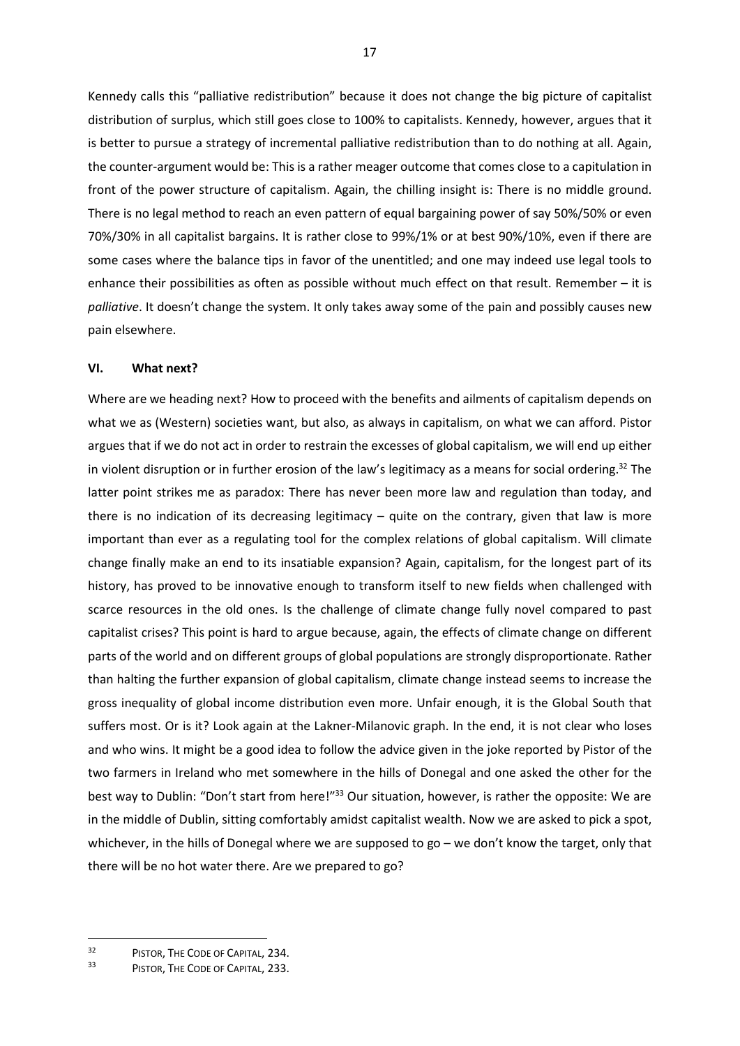Kennedy calls this "palliative redistribution" because it does not change the big picture of capitalist distribution of surplus, which still goes close to 100% to capitalists. Kennedy, however, argues that it is better to pursue a strategy of incremental palliative redistribution than to do nothing at all. Again, the counter-argument would be: This is a rather meager outcome that comes close to a capitulation in front of the power structure of capitalism. Again, the chilling insight is: There is no middle ground. There is no legal method to reach an even pattern of equal bargaining power of say 50%/50% or even 70%/30% in all capitalist bargains. It is rather close to 99%/1% or at best 90%/10%, even if there are some cases where the balance tips in favor of the unentitled; and one may indeed use legal tools to enhance their possibilities as often as possible without much effect on that result. Remember – it is *palliative*. It doesn't change the system. It only takes away some of the pain and possibly causes new pain elsewhere.

## VI. What next?

Where are we heading next? How to proceed with the benefits and ailments of capitalism depends on what we as (Western) societies want, but also, as always in capitalism, on what we can afford. Pistor argues that if we do not act in order to restrain the excesses of global capitalism, we will end up either in violent disruption or in further erosion of the law's legitimacy as a means for social ordering.[32] The latter point strikes me as paradox: There has never been more law and regulation than today, and there is no indication of its decreasing legitimacy – quite on the contrary, given that law is more important than ever as a regulating tool for the complex relations of global capitalism. Will climate change finally make an end to its insatiable expansion? Again, capitalism, for the longest part of its history, has proved to be innovative enough to transform itself to new fields when challenged with scarce resources in the old ones. Is the challenge of climate change fully novel compared to past capitalist crises? This point is hard to argue because, again, the effects of climate change on different parts of the world and on different groups of global populations are strongly disproportionate. Rather than halting the further expansion of global capitalism, climate change instead seems to increase the gross inequality of global income distribution even more. Unfair enough, it is the Global South that suffers most. Or is it? Look again at the Lakner-Milanovic graph. In the end, it is not clear who loses and who wins. It might be a good idea to follow the advice given in the joke reported by Pistor of the two farmers in Ireland who met somewhere in the hills of Donegal and one asked the other for the best way to Dublin: "Don't start from here!"[33] Our situation, however, is rather the opposite: We are in the middle of Dublin, sitting comfortably amidst capitalist wealth. Now we are asked to pick a spot, whichever, in the hills of Donegal where we are supposed to go – we don't know the target, only that there will be no hot water there. Are we prepared to go?

---

[32] PISTOR, THE CODE OF CAPITAL, 234.

[33] PISTOR, THE CODE OF CAPITAL, 233.